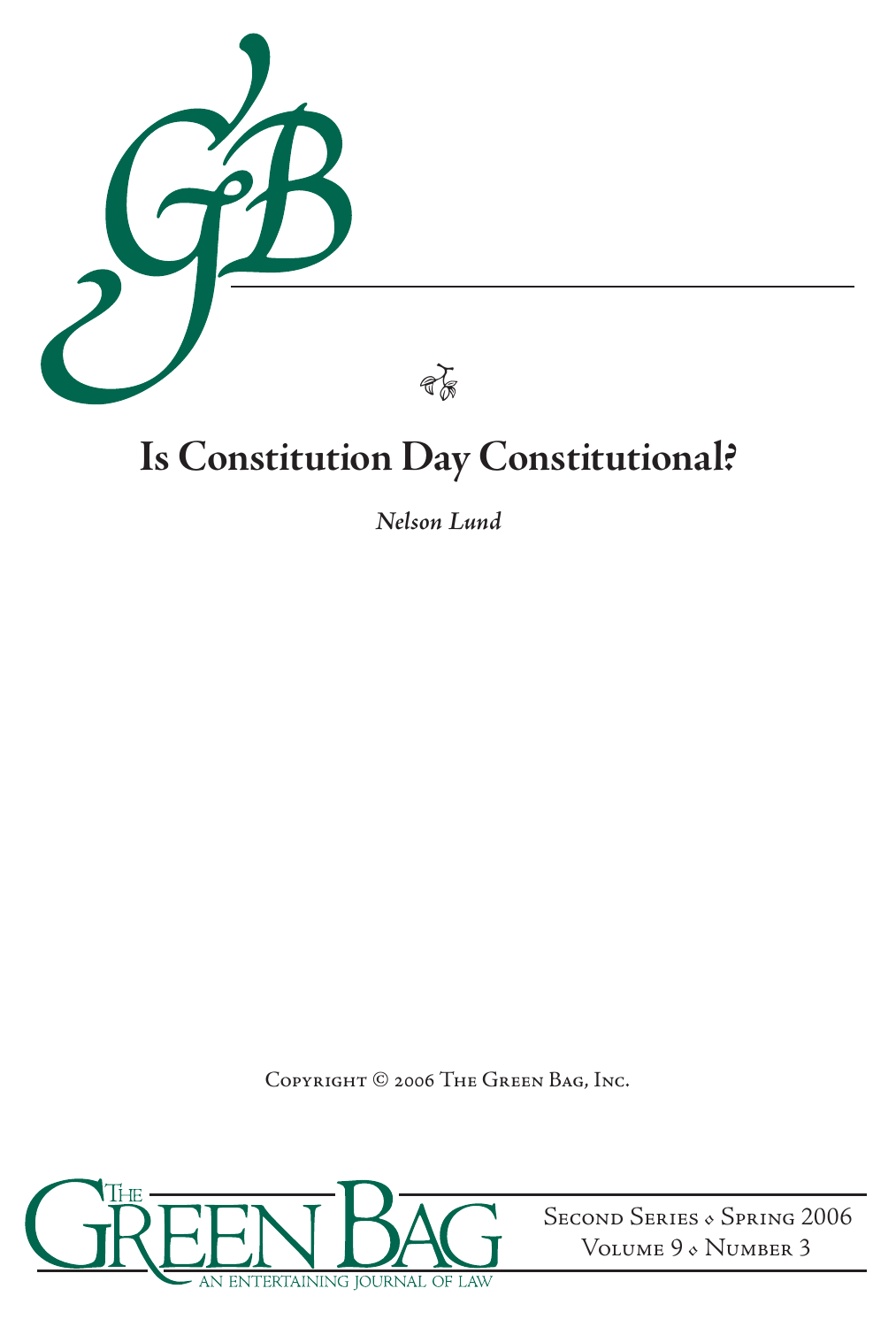# Is Constitution Day Constitutional?

*Nelson Lund*

Copyright © 2006 The Green Bag, Inc.

Second Series ⬩ Spring 2006
Volume 9 ⬩ Number 3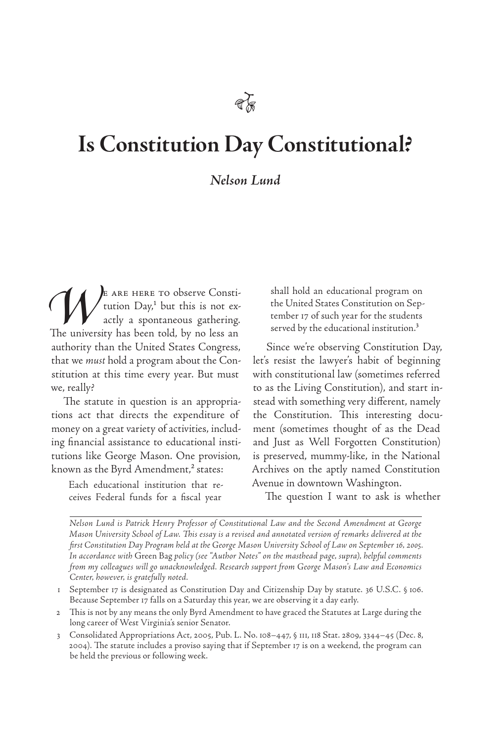# Is Constitution Day Constitutional?

*Nelson Lund*

We are here to observe Constitution Day,[1] but this is not exactly a spontaneous gathering. The university has been told, by no less an authority than the United States Congress, that we *must* hold a program about the Constitution at this time every year. But must we, really?

The statute in question is an appropriations act that directs the expenditure of money on a great variety of activities, including financial assistance to educational institutions like George Mason. One provision, known as the Byrd Amendment,[2] states:

> Each educational institution that receives Federal funds for a fiscal year shall hold an educational program on the United States Constitution on September 17 of such year for the students served by the educational institution.[3]

Since we're observing Constitution Day, let's resist the lawyer's habit of beginning with constitutional law (sometimes referred to as the Living Constitution), and start instead with something very different, namely the Constitution. This interesting document (sometimes thought of as the Dead and Just as Well Forgotten Constitution) is preserved, mummy-like, in the National Archives on the aptly named Constitution Avenue in downtown Washington.

The question I want to ask is whether

---

*Nelson Lund is Patrick Henry Professor of Constitutional Law and the Second Amendment at George Mason University School of Law. This essay is a revised and annotated version of remarks delivered at the first Constitution Day Program held at the George Mason University School of Law on September 16, 2005. In accordance with* Green Bag *policy (see "Author Notes" on the masthead page, supra), helpful comments from my colleagues will go unacknowledged. Research support from George Mason's Law and Economics Center, however, is gratefully noted.*

1 September 17 is designated as Constitution Day and Citizenship Day by statute. 36 U.S.C. § 106. Because September 17 falls on a Saturday this year, we are observing it a day early.

2 This is not by any means the only Byrd Amendment to have graced the Statutes at Large during the long career of West Virginia's senior Senator.

3 Consolidated Appropriations Act, 2005, Pub. L. No. 108–447, § 111, 118 Stat. 2809, 3344–45 (Dec. 8, 2004). The statute includes a proviso saying that if September 17 is on a weekend, the program can be held the previous or following week.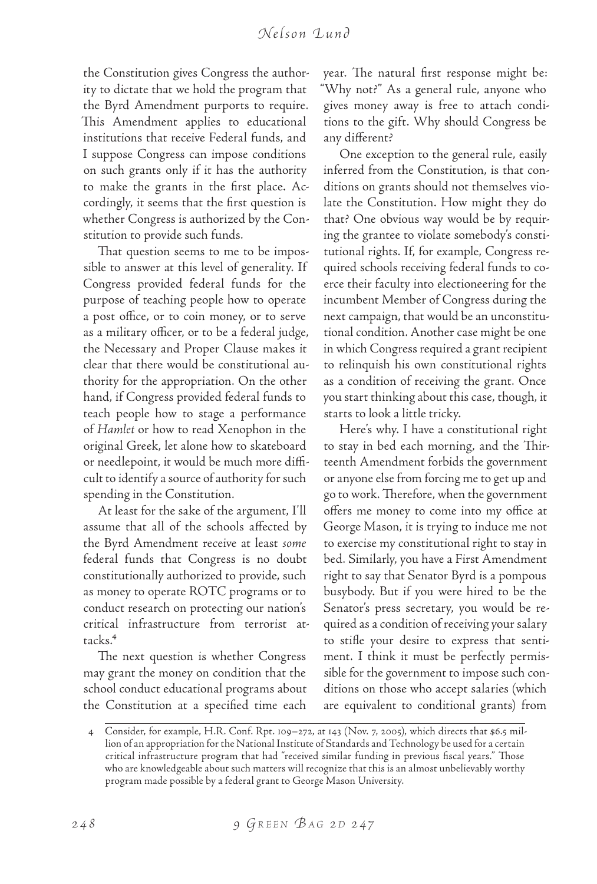the Constitution gives Congress the authority to dictate that we hold the program that the Byrd Amendment purports to require. This Amendment applies to educational institutions that receive Federal funds, and I suppose Congress can impose conditions on such grants only if it has the authority to make the grants in the first place. Accordingly, it seems that the first question is whether Congress is authorized by the Constitution to provide such funds.

That question seems to me to be impossible to answer at this level of generality. If Congress provided federal funds for the purpose of teaching people how to operate a post office, or to coin money, or to serve as a military officer, or to be a federal judge, the Necessary and Proper Clause makes it clear that there would be constitutional authority for the appropriation. On the other hand, if Congress provided federal funds to teach people how to stage a performance of *Hamlet* or how to read Xenophon in the original Greek, let alone how to skateboard or needlepoint, it would be much more difficult to identify a source of authority for such spending in the Constitution.

At least for the sake of the argument, I'll assume that all of the schools affected by the Byrd Amendment receive at least *some* federal funds that Congress is no doubt constitutionally authorized to provide, such as money to operate ROTC programs or to conduct research on protecting our nation's critical infrastructure from terrorist attacks.[4]

The next question is whether Congress may grant the money on condition that the school conduct educational programs about the Constitution at a specified time each year. The natural first response might be: "Why not?" As a general rule, anyone who gives money away is free to attach conditions to the gift. Why should Congress be any different?

One exception to the general rule, easily inferred from the Constitution, is that conditions on grants should not themselves violate the Constitution. How might they do that? One obvious way would be by requiring the grantee to violate somebody's constitutional rights. If, for example, Congress required schools receiving federal funds to coerce their faculty into electioneering for the incumbent Member of Congress during the next campaign, that would be an unconstitutional condition. Another case might be one in which Congress required a grant recipient to relinquish his own constitutional rights as a condition of receiving the grant. Once you start thinking about this case, though, it starts to look a little tricky.

Here's why. I have a constitutional right to stay in bed each morning, and the Thirteenth Amendment forbids the government or anyone else from forcing me to get up and go to work. Therefore, when the government offers me money to come into my office at George Mason, it is trying to induce me not to exercise my constitutional right to stay in bed. Similarly, you have a First Amendment right to say that Senator Byrd is a pompous busybody. But if you were hired to be the Senator's press secretary, you would be required as a condition of receiving your salary to stifle your desire to express that sentiment. I think it must be perfectly permissible for the government to impose such conditions on those who accept salaries (which are equivalent to conditional grants) from

---

4 Consider, for example, H.R. Conf. Rpt. 109–272, at 143 (Nov. 7, 2005), which directs that $6.5 million of an appropriation for the National Institute of Standards and Technology be used for a certain critical infrastructure program that had "received similar funding in previous fiscal years." Those who are knowledgeable about such matters will recognize that this is an almost unbelievably worthy program made possible by a federal grant to George Mason University.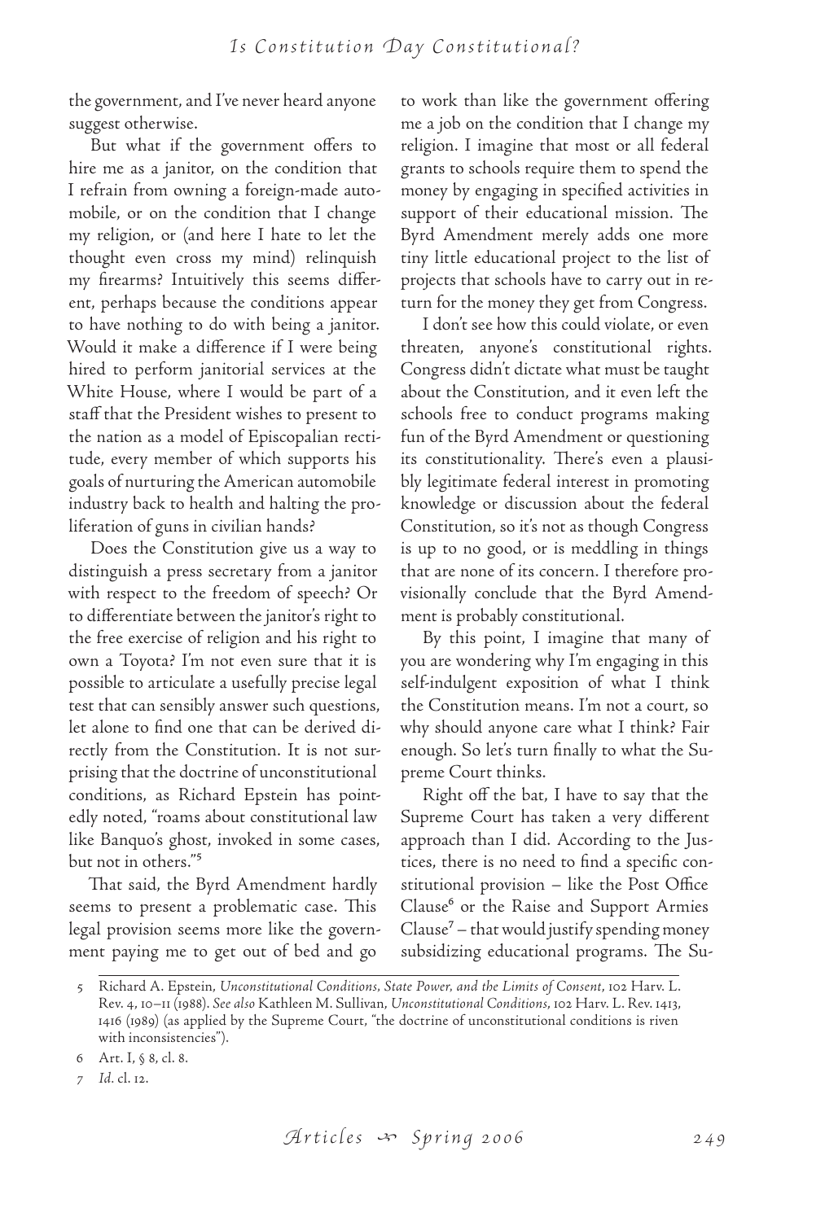the government, and I've never heard anyone suggest otherwise.

But what if the government offers to hire me as a janitor, on the condition that I refrain from owning a foreign-made automobile, or on the condition that I change my religion, or (and here I hate to let the thought even cross my mind) relinquish my firearms? Intuitively this seems different, perhaps because the conditions appear to have nothing to do with being a janitor. Would it make a difference if I were being hired to perform janitorial services at the White House, where I would be part of a staff that the President wishes to present to the nation as a model of Episcopalian rectitude, every member of which supports his goals of nurturing the American automobile industry back to health and halting the proliferation of guns in civilian hands?

Does the Constitution give us a way to distinguish a press secretary from a janitor with respect to the freedom of speech? Or to differentiate between the janitor's right to the free exercise of religion and his right to own a Toyota? I'm not even sure that it is possible to articulate a usefully precise legal test that can sensibly answer such questions, let alone to find one that can be derived directly from the Constitution. It is not surprising that the doctrine of unconstitutional conditions, as Richard Epstein has pointedly noted, "roams about constitutional law like Banquo's ghost, invoked in some cases, but not in others."[5]

That said, the Byrd Amendment hardly seems to present a problematic case. This legal provision seems more like the government paying me to get out of bed and go to work than like the government offering me a job on the condition that I change my religion. I imagine that most or all federal grants to schools require them to spend the money by engaging in specified activities in support of their educational mission. The Byrd Amendment merely adds one more tiny little educational project to the list of projects that schools have to carry out in return for the money they get from Congress.

I don't see how this could violate, or even threaten, anyone's constitutional rights. Congress didn't dictate what must be taught about the Constitution, and it even left the schools free to conduct programs making fun of the Byrd Amendment or questioning its constitutionality. There's even a plausibly legitimate federal interest in promoting knowledge or discussion about the federal Constitution, so it's not as though Congress is up to no good, or is meddling in things that are none of its concern. I therefore provisionally conclude that the Byrd Amendment is probably constitutional.

By this point, I imagine that many of you are wondering why I'm engaging in this self-indulgent exposition of what I think the Constitution means. I'm not a court, so why should anyone care what I think? Fair enough. So let's turn finally to what the Supreme Court thinks.

Right off the bat, I have to say that the Supreme Court has taken a very different approach than I did. According to the Justices, there is no need to find a specific constitutional provision – like the Post Office Clause[6] or the Raise and Support Armies Clause[7] – that would justify spending money subsidizing educational programs. The Su-

---

5 Richard A. Epstein, *Unconstitutional Conditions, State Power, and the Limits of Consent*, 102 Harv. L. Rev. 4, 10–11 (1988). *See also* Kathleen M. Sullivan, *Unconstitutional Conditions*, 102 Harv. L. Rev. 1413, 1416 (1989) (as applied by the Supreme Court, "the doctrine of unconstitutional conditions is riven with inconsistencies").

6 Art. I, § 8, cl. 8.

7 *Id.* cl. 12.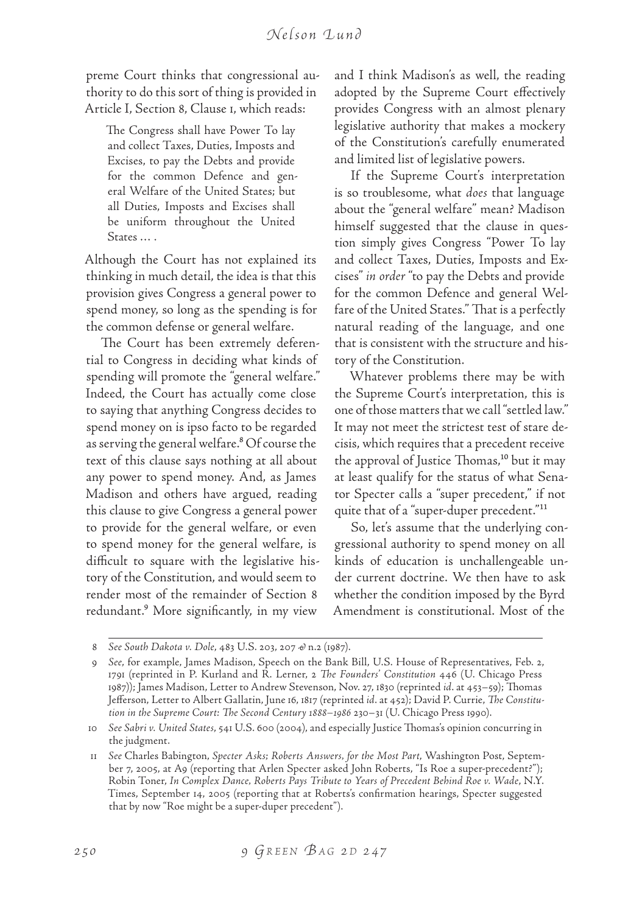preme Court thinks that congressional authority to do this sort of thing is provided in Article I, Section 8, Clause 1, which reads:

> The Congress shall have Power To lay and collect Taxes, Duties, Imposts and Excises, to pay the Debts and provide for the common Defence and general Welfare of the United States; but all Duties, Imposts and Excises shall be uniform throughout the United States … .

Although the Court has not explained its thinking in much detail, the idea is that this provision gives Congress a general power to spend money, so long as the spending is for the common defense or general welfare.

The Court has been extremely deferential to Congress in deciding what kinds of spending will promote the "general welfare." Indeed, the Court has actually come close to saying that anything Congress decides to spend money on is ipso facto to be regarded as serving the general welfare.[8] Of course the text of this clause says nothing at all about any power to spend money. And, as James Madison and others have argued, reading this clause to give Congress a general power to provide for the general welfare, or even to spend money for the general welfare, is difficult to square with the legislative history of the Constitution, and would seem to render most of the remainder of Section 8 redundant.[9] More significantly, in my view and I think Madison's as well, the reading adopted by the Supreme Court effectively provides Congress with an almost plenary legislative authority that makes a mockery of the Constitution's carefully enumerated and limited list of legislative powers.

If the Supreme Court's interpretation is so troublesome, what *does* that language about the "general welfare" mean? Madison himself suggested that the clause in question simply gives Congress "Power To lay and collect Taxes, Duties, Imposts and Excises" *in order* "to pay the Debts and provide for the common Defence and general Welfare of the United States." That is a perfectly natural reading of the language, and one that is consistent with the structure and history of the Constitution.

Whatever problems there may be with the Supreme Court's interpretation, this is one of those matters that we call "settled law." It may not meet the strictest test of stare decisis, which requires that a precedent receive the approval of Justice Thomas,[10] but it may at least qualify for the status of what Senator Specter calls a "super precedent," if not quite that of a "super-duper precedent."[11]

So, let's assume that the underlying congressional authority to spend money on all kinds of education is unchallengeable under current doctrine. We then have to ask whether the condition imposed by the Byrd Amendment is constitutional. Most of the

---

8 *See South Dakota v. Dole*, 483 U.S. 203, 207 & n.2 (1987).

9 *See*, for example, James Madison, Speech on the Bank Bill, U.S. House of Representatives, Feb. 2, 1791 (reprinted in P. Kurland and R. Lerner, 2 *The Founders' Constitution* 446 (U. Chicago Press 1987)); James Madison, Letter to Andrew Stevenson, Nov. 27, 1830 (reprinted *id*. at 453–59); Thomas Jefferson, Letter to Albert Gallatin, June 16, 1817 (reprinted *id*. at 452); David P. Currie, *The Constitution in the Supreme Court: The Second Century 1888–1986* 230–31 (U. Chicago Press 1990).

10 *See Sabri v. United States*, 541 U.S. 600 (2004), and especially Justice Thomas's opinion concurring in the judgment.

11 *See* Charles Babington, *Specter Asks; Roberts Answers, for the Most Part*, Washington Post, September 7, 2005, at A9 (reporting that Arlen Specter asked John Roberts, "Is Roe a super-precedent?"); Robin Toner, *In Complex Dance, Roberts Pays Tribute to Years of Precedent Behind Roe v. Wade*, N.Y. Times, September 14, 2005 (reporting that at Roberts's confirmation hearings, Specter suggested that by now "Roe might be a super-duper precedent").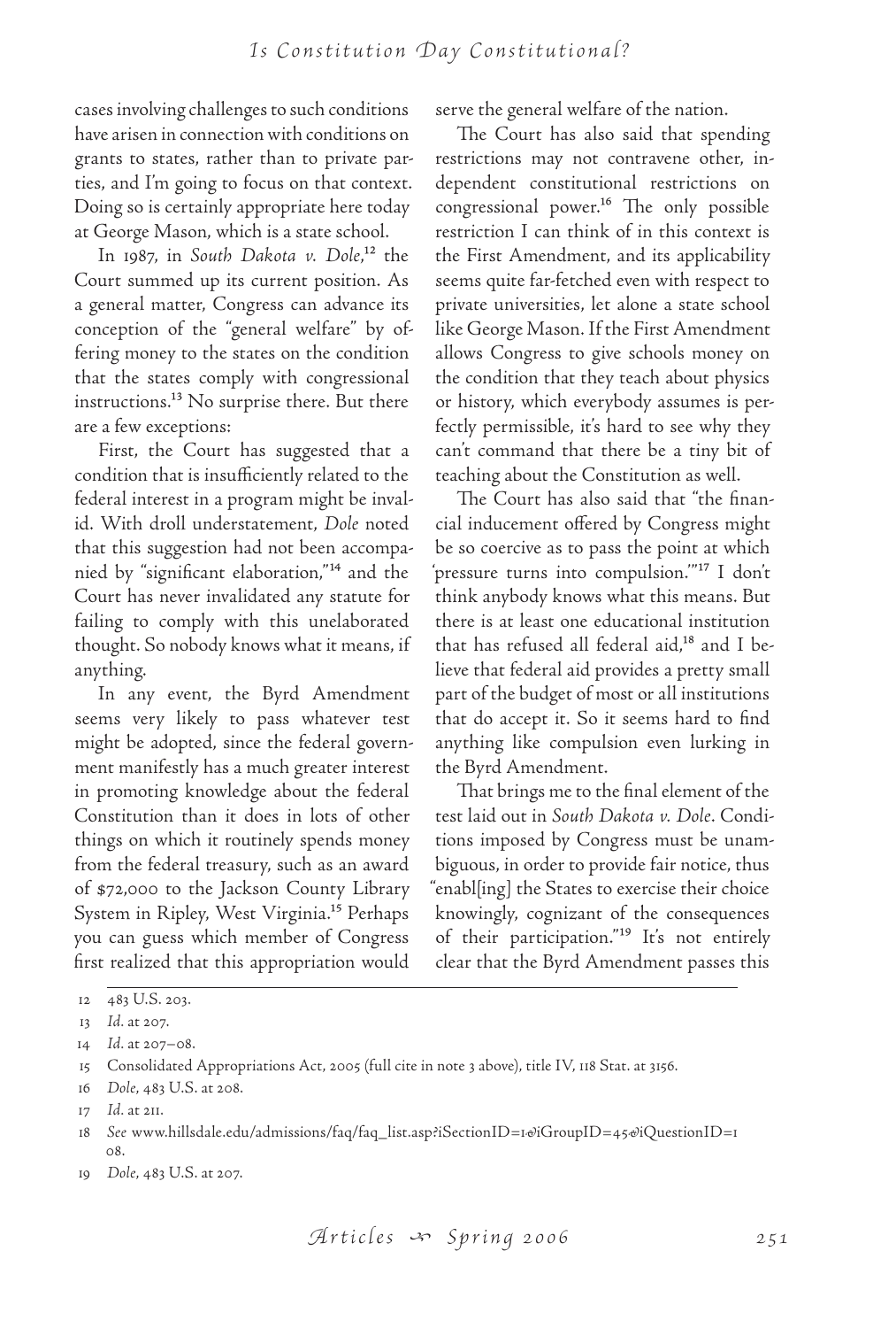cases involving challenges to such conditions have arisen in connection with conditions on grants to states, rather than to private parties, and I'm going to focus on that context. Doing so is certainly appropriate here today at George Mason, which is a state school.

In 1987, in *South Dakota v. Dole*,[12] the Court summed up its current position. As a general matter, Congress can advance its conception of the "general welfare" by offering money to the states on the condition that the states comply with congressional instructions.[13] No surprise there. But there are a few exceptions:

First, the Court has suggested that a condition that is insufficiently related to the federal interest in a program might be invalid. With droll understatement, *Dole* noted that this suggestion had not been accompanied by "significant elaboration,"[14] and the Court has never invalidated any statute for failing to comply with this unelaborated thought. So nobody knows what it means, if anything.

In any event, the Byrd Amendment seems very likely to pass whatever test might be adopted, since the federal government manifestly has a much greater interest in promoting knowledge about the federal Constitution than it does in lots of other things on which it routinely spends money from the federal treasury, such as an award of $72,000 to the Jackson County Library System in Ripley, West Virginia.[15] Perhaps you can guess which member of Congress first realized that this appropriation would serve the general welfare of the nation.

The Court has also said that spending restrictions may not contravene other, independent constitutional restrictions on congressional power.[16] The only possible restriction I can think of in this context is the First Amendment, and its applicability seems quite far-fetched even with respect to private universities, let alone a state school like George Mason. If the First Amendment allows Congress to give schools money on the condition that they teach about physics or history, which everybody assumes is perfectly permissible, it's hard to see why they can't command that there be a tiny bit of teaching about the Constitution as well.

The Court has also said that "the financial inducement offered by Congress might be so coercive as to pass the point at which 'pressure turns into compulsion.'"[17] I don't think anybody knows what this means. But there is at least one educational institution that has refused all federal aid,[18] and I believe that federal aid provides a pretty small part of the budget of most or all institutions that do accept it. So it seems hard to find anything like compulsion even lurking in the Byrd Amendment.

That brings me to the final element of the test laid out in *South Dakota v. Dole*. Conditions imposed by Congress must be unambiguous, in order to provide fair notice, thus "enabl[ing] the States to exercise their choice knowingly, cognizant of the consequences of their participation."[19] It's not entirely clear that the Byrd Amendment passes this

---

12 483 U.S. 203.

13 *Id.* at 207.

14 *Id.* at 207–08.

15 Consolidated Appropriations Act, 2005 (full cite in note 3 above), title IV, 118 Stat. at 3156.

16 *Dole*, 483 U.S. at 208.

17 *Id.* at 211.

18 *See* www.hillsdale.edu/admissions/faq/faq_list.asp?iSectionID=1&iGroupID=45&iQuestionID=108.

19 *Dole*, 483 U.S. at 207.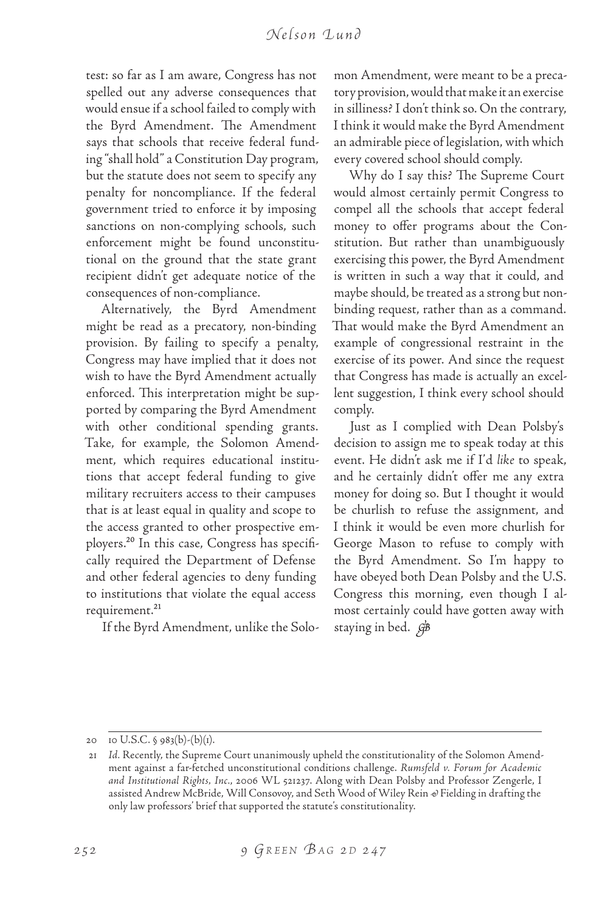test: so far as I am aware, Congress has not spelled out any adverse consequences that would ensue if a school failed to comply with the Byrd Amendment. The Amendment says that schools that receive federal funding "shall hold" a Constitution Day program, but the statute does not seem to specify any penalty for noncompliance. If the federal government tried to enforce it by imposing sanctions on non-complying schools, such enforcement might be found unconstitutional on the ground that the state grant recipient didn't get adequate notice of the consequences of non-compliance.

Alternatively, the Byrd Amendment might be read as a precatory, non-binding provision. By failing to specify a penalty, Congress may have implied that it does not wish to have the Byrd Amendment actually enforced. This interpretation might be supported by comparing the Byrd Amendment with other conditional spending grants. Take, for example, the Solomon Amendment, which requires educational institutions that accept federal funding to give military recruiters access to their campuses that is at least equal in quality and scope to the access granted to other prospective employers.[20] In this case, Congress has specifically required the Department of Defense and other federal agencies to deny funding to institutions that violate the equal access requirement.[21]

If the Byrd Amendment, unlike the Solomon Amendment, were meant to be a precatory provision, would that make it an exercise in silliness? I don't think so. On the contrary, I think it would make the Byrd Amendment an admirable piece of legislation, with which every covered school should comply.

Why do I say this? The Supreme Court would almost certainly permit Congress to compel all the schools that accept federal money to offer programs about the Constitution. But rather than unambiguously exercising this power, the Byrd Amendment is written in such a way that it could, and maybe should, be treated as a strong but nonbinding request, rather than as a command. That would make the Byrd Amendment an example of congressional restraint in the exercise of its power. And since the request that Congress has made is actually an excellent suggestion, I think every school should comply.

Just as I complied with Dean Polsby's decision to assign me to speak today at this event. He didn't ask me if I'd *like* to speak, and he certainly didn't offer me any extra money for doing so. But I thought it would be churlish to refuse the assignment, and I think it would be even more churlish for George Mason to refuse to comply with the Byrd Amendment. So I'm happy to have obeyed both Dean Polsby and the U.S. Congress this morning, even though I almost certainly could have gotten away with staying in bed.

---

20 10 U.S.C. § 983(b)-(b)(1).

21 *Id.* Recently, the Supreme Court unanimously upheld the constitutionality of the Solomon Amendment against a far-fetched unconstitutional conditions challenge. *Rumsfeld v. Forum for Academic and Institutional Rights, Inc.*, 2006 WL 521237. Along with Dean Polsby and Professor Zengerle, I assisted Andrew McBride, Will Consovoy, and Seth Wood of Wiley Rein & Fielding in drafting the only law professors' brief that supported the statute's constitutionality.